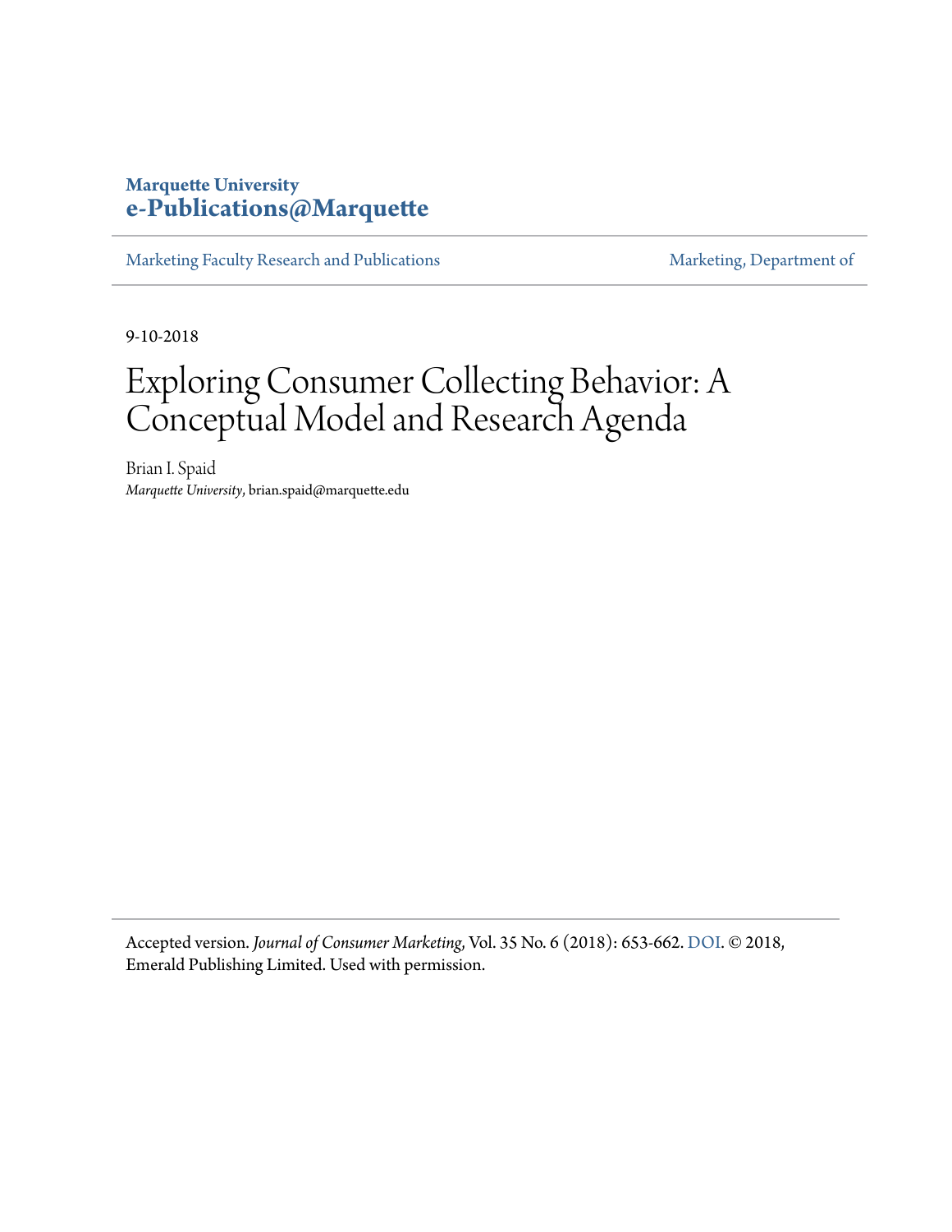**Marquette University**
**e-Publications@Marquette**

Marketing Faculty Research and Publications | Marketing, Department of

9-10-2018

# Exploring Consumer Collecting Behavior: A Conceptual Model and Research Agenda

Brian I. Spaid
*Marquette University*, brian.spaid@marquette.edu

Accepted version. *Journal of Consumer Marketing*, Vol. 35 No. 6 (2018): 653-662. DOI. © 2018, Emerald Publishing Limited. Used with permission.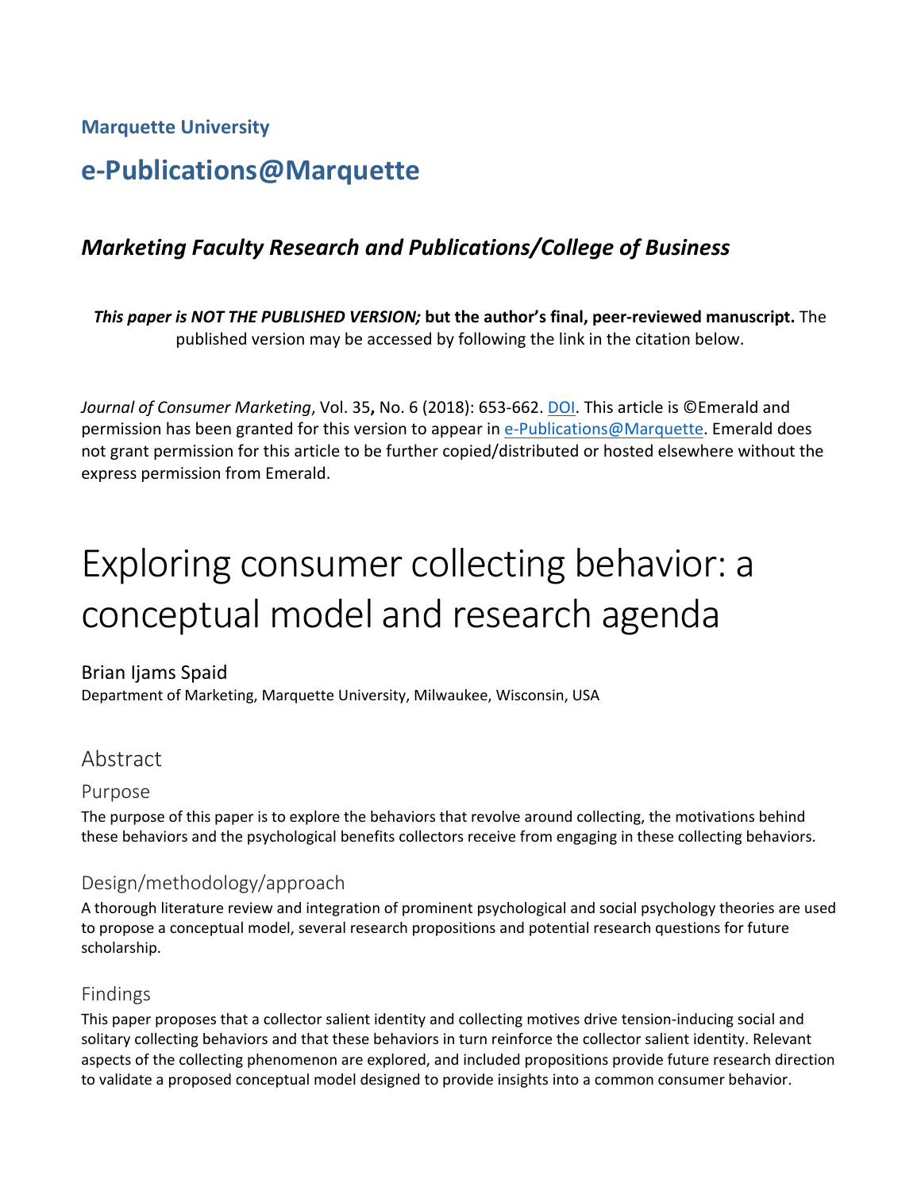Marquette University

# e-Publications@Marquette

### *Marketing Faculty Research and Publications/College of Business*

***This paper is NOT THE PUBLISHED VERSION;*** **but the author's final, peer-reviewed manuscript.** The published version may be accessed by following the link in the citation below.

*Journal of Consumer Marketing*, Vol. 35**,** No. 6 (2018): 653-662. DOI. This article is ©Emerald and permission has been granted for this version to appear in e-Publications@Marquette. Emerald does not grant permission for this article to be further copied/distributed or hosted elsewhere without the express permission from Emerald.

# Exploring consumer collecting behavior: a conceptual model and research agenda

Brian Ijams Spaid
Department of Marketing, Marquette University, Milwaukee, Wisconsin, USA

## Abstract

### Purpose

The purpose of this paper is to explore the behaviors that revolve around collecting, the motivations behind these behaviors and the psychological benefits collectors receive from engaging in these collecting behaviors.

### Design/methodology/approach

A thorough literature review and integration of prominent psychological and social psychology theories are used to propose a conceptual model, several research propositions and potential research questions for future scholarship.

### Findings

This paper proposes that a collector salient identity and collecting motives drive tension-inducing social and solitary collecting behaviors and that these behaviors in turn reinforce the collector salient identity. Relevant aspects of the collecting phenomenon are explored, and included propositions provide future research direction to validate a proposed conceptual model designed to provide insights into a common consumer behavior.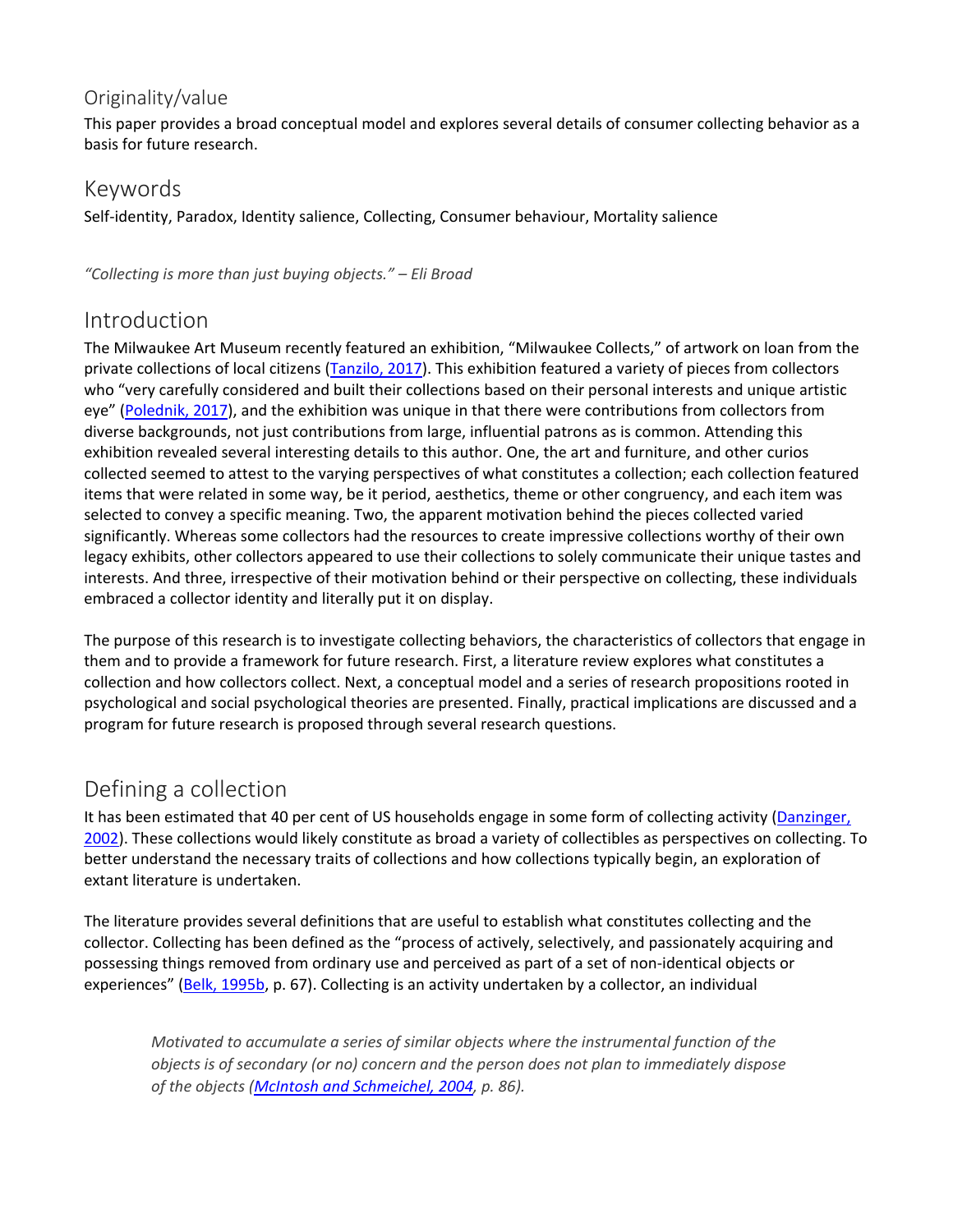## Originality/value

This paper provides a broad conceptual model and explores several details of consumer collecting behavior as a basis for future research.

## Keywords

Self-identity, Paradox, Identity salience, Collecting, Consumer behaviour, Mortality salience

*"Collecting is more than just buying objects." – Eli Broad*

## Introduction

The Milwaukee Art Museum recently featured an exhibition, "Milwaukee Collects," of artwork on loan from the private collections of local citizens (Tanzilo, 2017). This exhibition featured a variety of pieces from collectors who "very carefully considered and built their collections based on their personal interests and unique artistic eye" (Polednik, 2017), and the exhibition was unique in that there were contributions from collectors from diverse backgrounds, not just contributions from large, influential patrons as is common. Attending this exhibition revealed several interesting details to this author. One, the art and furniture, and other curios collected seemed to attest to the varying perspectives of what constitutes a collection; each collection featured items that were related in some way, be it period, aesthetics, theme or other congruency, and each item was selected to convey a specific meaning. Two, the apparent motivation behind the pieces collected varied significantly. Whereas some collectors had the resources to create impressive collections worthy of their own legacy exhibits, other collectors appeared to use their collections to solely communicate their unique tastes and interests. And three, irrespective of their motivation behind or their perspective on collecting, these individuals embraced a collector identity and literally put it on display.

The purpose of this research is to investigate collecting behaviors, the characteristics of collectors that engage in them and to provide a framework for future research. First, a literature review explores what constitutes a collection and how collectors collect. Next, a conceptual model and a series of research propositions rooted in psychological and social psychological theories are presented. Finally, practical implications are discussed and a program for future research is proposed through several research questions.

## Defining a collection

It has been estimated that 40 per cent of US households engage in some form of collecting activity (Danzinger, 2002). These collections would likely constitute as broad a variety of collectibles as perspectives on collecting. To better understand the necessary traits of collections and how collections typically begin, an exploration of extant literature is undertaken.

The literature provides several definitions that are useful to establish what constitutes collecting and the collector. Collecting has been defined as the "process of actively, selectively, and passionately acquiring and possessing things removed from ordinary use and perceived as part of a set of non-identical objects or experiences" (Belk, 1995b, p. 67). Collecting is an activity undertaken by a collector, an individual

> *Motivated to accumulate a series of similar objects where the instrumental function of the objects is of secondary (or no) concern and the person does not plan to immediately dispose of the objects (McIntosh and Schmeichel, 2004, p. 86).*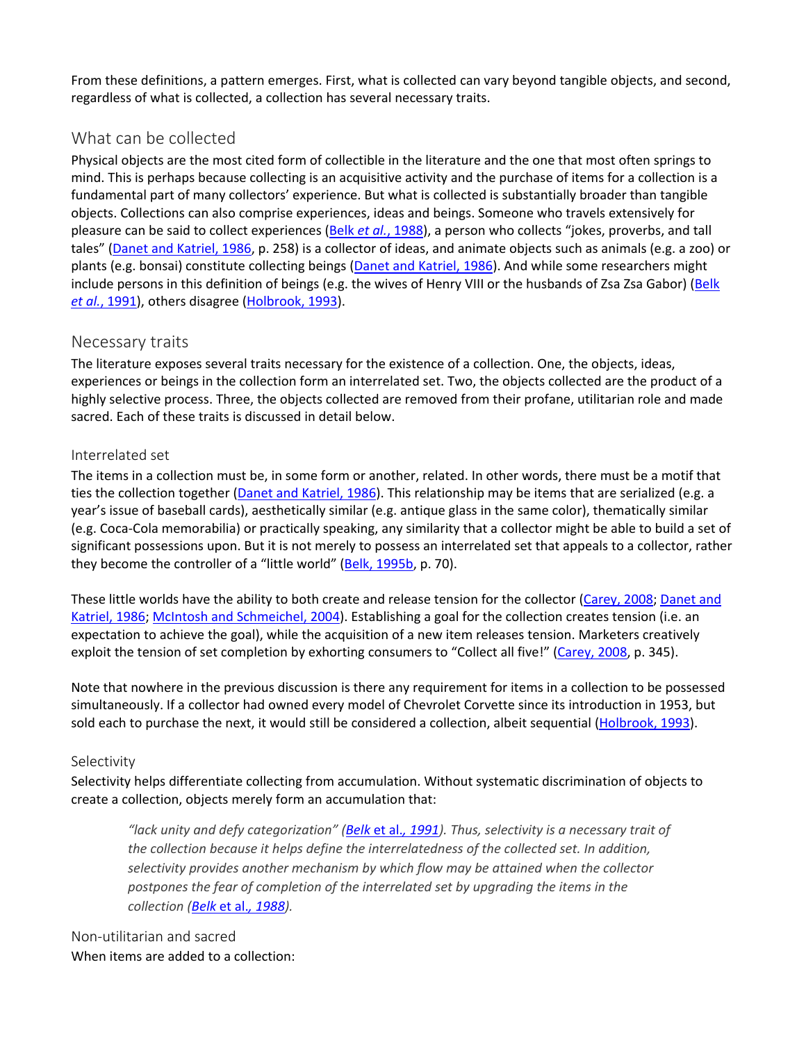From these definitions, a pattern emerges. First, what is collected can vary beyond tangible objects, and second, regardless of what is collected, a collection has several necessary traits.

## What can be collected

Physical objects are the most cited form of collectible in the literature and the one that most often springs to mind. This is perhaps because collecting is an acquisitive activity and the purchase of items for a collection is a fundamental part of many collectors' experience. But what is collected is substantially broader than tangible objects. Collections can also comprise experiences, ideas and beings. Someone who travels extensively for pleasure can be said to collect experiences (Belk *et al.*, 1988), a person who collects "jokes, proverbs, and tall tales" (Danet and Katriel, 1986, p. 258) is a collector of ideas, and animate objects such as animals (e.g. a zoo) or plants (e.g. bonsai) constitute collecting beings (Danet and Katriel, 1986). And while some researchers might include persons in this definition of beings (e.g. the wives of Henry VIII or the husbands of Zsa Zsa Gabor) (Belk *et al.*, 1991), others disagree (Holbrook, 1993).

## Necessary traits

The literature exposes several traits necessary for the existence of a collection. One, the objects, ideas, experiences or beings in the collection form an interrelated set. Two, the objects collected are the product of a highly selective process. Three, the objects collected are removed from their profane, utilitarian role and made sacred. Each of these traits is discussed in detail below.

### Interrelated set

The items in a collection must be, in some form or another, related. In other words, there must be a motif that ties the collection together (Danet and Katriel, 1986). This relationship may be items that are serialized (e.g. a year's issue of baseball cards), aesthetically similar (e.g. antique glass in the same color), thematically similar (e.g. Coca-Cola memorabilia) or practically speaking, any similarity that a collector might be able to build a set of significant possessions upon. But it is not merely to possess an interrelated set that appeals to a collector, rather they become the controller of a "little world" (Belk, 1995b, p. 70).

These little worlds have the ability to both create and release tension for the collector (Carey, 2008; Danet and Katriel, 1986; McIntosh and Schmeichel, 2004). Establishing a goal for the collection creates tension (i.e. an expectation to achieve the goal), while the acquisition of a new item releases tension. Marketers creatively exploit the tension of set completion by exhorting consumers to "Collect all five!" (Carey, 2008, p. 345).

Note that nowhere in the previous discussion is there any requirement for items in a collection to be possessed simultaneously. If a collector had owned every model of Chevrolet Corvette since its introduction in 1953, but sold each to purchase the next, it would still be considered a collection, albeit sequential (Holbrook, 1993).

### Selectivity

Selectivity helps differentiate collecting from accumulation. Without systematic discrimination of objects to create a collection, objects merely form an accumulation that:

> *"lack unity and defy categorization" (Belk* et al.*, 1991). Thus, selectivity is a necessary trait of the collection because it helps define the interrelatedness of the collected set. In addition, selectivity provides another mechanism by which flow may be attained when the collector postpones the fear of completion of the interrelated set by upgrading the items in the collection (Belk* et al.*, 1988).*

### Non-utilitarian and sacred

When items are added to a collection: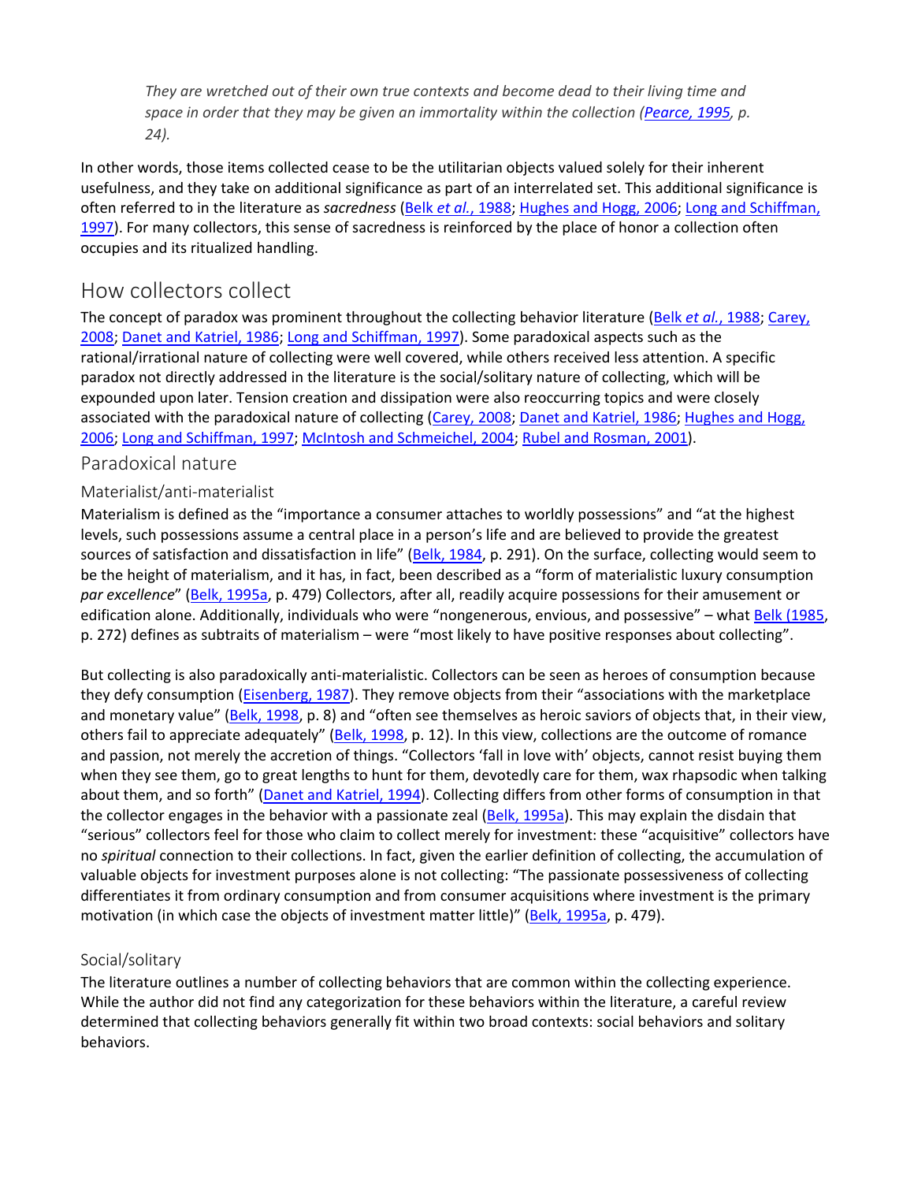> *They are wretched out of their own true contexts and become dead to their living time and space in order that they may be given an immortality within the collection (Pearce, 1995, p. 24).*

In other words, those items collected cease to be the utilitarian objects valued solely for their inherent usefulness, and they take on additional significance as part of an interrelated set. This additional significance is often referred to in the literature as *sacredness* (Belk *et al.*, 1988; Hughes and Hogg, 2006; Long and Schiffman, 1997). For many collectors, this sense of sacredness is reinforced by the place of honor a collection often occupies and its ritualized handling.

## How collectors collect

The concept of paradox was prominent throughout the collecting behavior literature (Belk *et al.*, 1988; Carey, 2008; Danet and Katriel, 1986; Long and Schiffman, 1997). Some paradoxical aspects such as the rational/irrational nature of collecting were well covered, while others received less attention. A specific paradox not directly addressed in the literature is the social/solitary nature of collecting, which will be expounded upon later. Tension creation and dissipation were also reoccurring topics and were closely associated with the paradoxical nature of collecting (Carey, 2008; Danet and Katriel, 1986; Hughes and Hogg, 2006; Long and Schiffman, 1997; McIntosh and Schmeichel, 2004; Rubel and Rosman, 2001).

### Paradoxical nature

#### Materialist/anti-materialist

Materialism is defined as the "importance a consumer attaches to worldly possessions" and "at the highest levels, such possessions assume a central place in a person's life and are believed to provide the greatest sources of satisfaction and dissatisfaction in life" (Belk, 1984, p. 291). On the surface, collecting would seem to be the height of materialism, and it has, in fact, been described as a "form of materialistic luxury consumption *par excellence*" (Belk, 1995a, p. 479) Collectors, after all, readily acquire possessions for their amusement or edification alone. Additionally, individuals who were "nongenerous, envious, and possessive" – what Belk (1985, p. 272) defines as subtraits of materialism – were "most likely to have positive responses about collecting".

But collecting is also paradoxically anti-materialistic. Collectors can be seen as heroes of consumption because they defy consumption (Eisenberg, 1987). They remove objects from their "associations with the marketplace and monetary value" (Belk, 1998, p. 8) and "often see themselves as heroic saviors of objects that, in their view, others fail to appreciate adequately" (Belk, 1998, p. 12). In this view, collections are the outcome of romance and passion, not merely the accretion of things. "Collectors 'fall in love with' objects, cannot resist buying them when they see them, go to great lengths to hunt for them, devotedly care for them, wax rhapsodic when talking about them, and so forth" (Danet and Katriel, 1994). Collecting differs from other forms of consumption in that the collector engages in the behavior with a passionate zeal (Belk, 1995a). This may explain the disdain that "serious" collectors feel for those who claim to collect merely for investment: these "acquisitive" collectors have no *spiritual* connection to their collections. In fact, given the earlier definition of collecting, the accumulation of valuable objects for investment purposes alone is not collecting: "The passionate possessiveness of collecting differentiates it from ordinary consumption and from consumer acquisitions where investment is the primary motivation (in which case the objects of investment matter little)" (Belk, 1995a, p. 479).

#### Social/solitary

The literature outlines a number of collecting behaviors that are common within the collecting experience. While the author did not find any categorization for these behaviors within the literature, a careful review determined that collecting behaviors generally fit within two broad contexts: social behaviors and solitary behaviors.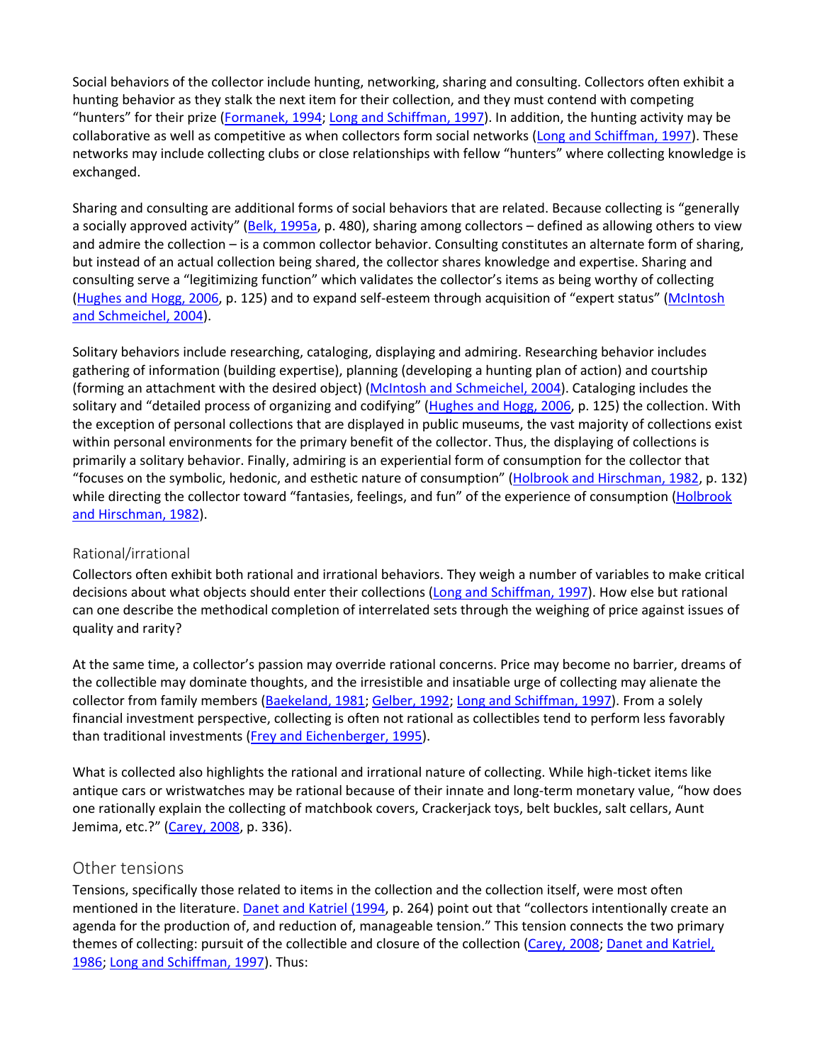Social behaviors of the collector include hunting, networking, sharing and consulting. Collectors often exhibit a hunting behavior as they stalk the next item for their collection, and they must contend with competing "hunters" for their prize (Formanek, 1994; Long and Schiffman, 1997). In addition, the hunting activity may be collaborative as well as competitive as when collectors form social networks (Long and Schiffman, 1997). These networks may include collecting clubs or close relationships with fellow "hunters" where collecting knowledge is exchanged.

Sharing and consulting are additional forms of social behaviors that are related. Because collecting is "generally a socially approved activity" (Belk, 1995a, p. 480), sharing among collectors – defined as allowing others to view and admire the collection – is a common collector behavior. Consulting constitutes an alternate form of sharing, but instead of an actual collection being shared, the collector shares knowledge and expertise. Sharing and consulting serve a "legitimizing function" which validates the collector's items as being worthy of collecting (Hughes and Hogg, 2006, p. 125) and to expand self-esteem through acquisition of "expert status" (McIntosh and Schmeichel, 2004).

Solitary behaviors include researching, cataloging, displaying and admiring. Researching behavior includes gathering of information (building expertise), planning (developing a hunting plan of action) and courtship (forming an attachment with the desired object) (McIntosh and Schmeichel, 2004). Cataloging includes the solitary and "detailed process of organizing and codifying" (Hughes and Hogg, 2006, p. 125) the collection. With the exception of personal collections that are displayed in public museums, the vast majority of collections exist within personal environments for the primary benefit of the collector. Thus, the displaying of collections is primarily a solitary behavior. Finally, admiring is an experiential form of consumption for the collector that "focuses on the symbolic, hedonic, and esthetic nature of consumption" (Holbrook and Hirschman, 1982, p. 132) while directing the collector toward "fantasies, feelings, and fun" of the experience of consumption (Holbrook and Hirschman, 1982).

## Rational/irrational

Collectors often exhibit both rational and irrational behaviors. They weigh a number of variables to make critical decisions about what objects should enter their collections (Long and Schiffman, 1997). How else but rational can one describe the methodical completion of interrelated sets through the weighing of price against issues of quality and rarity?

At the same time, a collector's passion may override rational concerns. Price may become no barrier, dreams of the collectible may dominate thoughts, and the irresistible and insatiable urge of collecting may alienate the collector from family members (Baekeland, 1981; Gelber, 1992; Long and Schiffman, 1997). From a solely financial investment perspective, collecting is often not rational as collectibles tend to perform less favorably than traditional investments (Frey and Eichenberger, 1995).

What is collected also highlights the rational and irrational nature of collecting. While high-ticket items like antique cars or wristwatches may be rational because of their innate and long-term monetary value, "how does one rationally explain the collecting of matchbook covers, Crackerjack toys, belt buckles, salt cellars, Aunt Jemima, etc.?" (Carey, 2008, p. 336).

## Other tensions

Tensions, specifically those related to items in the collection and the collection itself, were most often mentioned in the literature. Danet and Katriel (1994, p. 264) point out that "collectors intentionally create an agenda for the production of, and reduction of, manageable tension." This tension connects the two primary themes of collecting: pursuit of the collectible and closure of the collection (Carey, 2008; Danet and Katriel, 1986; Long and Schiffman, 1997). Thus: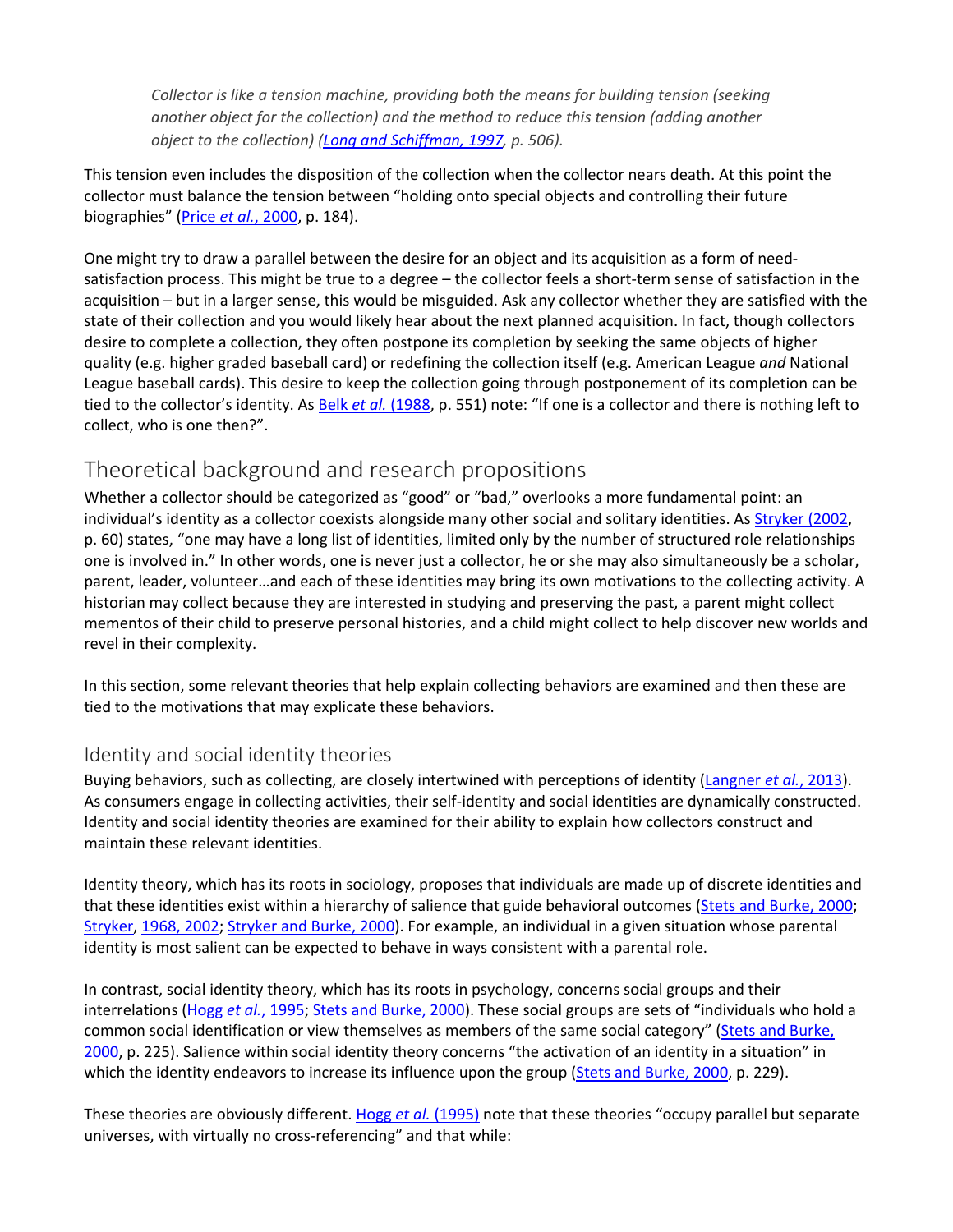*Collector is like a tension machine, providing both the means for building tension (seeking another object for the collection) and the method to reduce this tension (adding another object to the collection) (Long and Schiffman, 1997, p. 506).*

This tension even includes the disposition of the collection when the collector nears death. At this point the collector must balance the tension between "holding onto special objects and controlling their future biographies" (Price *et al.*, 2000, p. 184).

One might try to draw a parallel between the desire for an object and its acquisition as a form of need-satisfaction process. This might be true to a degree – the collector feels a short-term sense of satisfaction in the acquisition – but in a larger sense, this would be misguided. Ask any collector whether they are satisfied with the state of their collection and you would likely hear about the next planned acquisition. In fact, though collectors desire to complete a collection, they often postpone its completion by seeking the same objects of higher quality (e.g. higher graded baseball card) or redefining the collection itself (e.g. American League *and* National League baseball cards). This desire to keep the collection going through postponement of its completion can be tied to the collector's identity. As Belk *et al.* (1988, p. 551) note: "If one is a collector and there is nothing left to collect, who is one then?".

## Theoretical background and research propositions

Whether a collector should be categorized as "good" or "bad," overlooks a more fundamental point: an individual's identity as a collector coexists alongside many other social and solitary identities. As Stryker (2002, p. 60) states, "one may have a long list of identities, limited only by the number of structured role relationships one is involved in." In other words, one is never just a collector, he or she may also simultaneously be a scholar, parent, leader, volunteer…and each of these identities may bring its own motivations to the collecting activity. A historian may collect because they are interested in studying and preserving the past, a parent might collect mementos of their child to preserve personal histories, and a child might collect to help discover new worlds and revel in their complexity.

In this section, some relevant theories that help explain collecting behaviors are examined and then these are tied to the motivations that may explicate these behaviors.

### Identity and social identity theories

Buying behaviors, such as collecting, are closely intertwined with perceptions of identity (Langner *et al.*, 2013). As consumers engage in collecting activities, their self-identity and social identities are dynamically constructed. Identity and social identity theories are examined for their ability to explain how collectors construct and maintain these relevant identities.

Identity theory, which has its roots in sociology, proposes that individuals are made up of discrete identities and that these identities exist within a hierarchy of salience that guide behavioral outcomes (Stets and Burke, 2000; Stryker, 1968, 2002; Stryker and Burke, 2000). For example, an individual in a given situation whose parental identity is most salient can be expected to behave in ways consistent with a parental role.

In contrast, social identity theory, which has its roots in psychology, concerns social groups and their interrelations (Hogg *et al.*, 1995; Stets and Burke, 2000). These social groups are sets of "individuals who hold a common social identification or view themselves as members of the same social category" (Stets and Burke, 2000, p. 225). Salience within social identity theory concerns "the activation of an identity in a situation" in which the identity endeavors to increase its influence upon the group (Stets and Burke, 2000, p. 229).

These theories are obviously different. Hogg *et al.* (1995) note that these theories "occupy parallel but separate universes, with virtually no cross-referencing" and that while: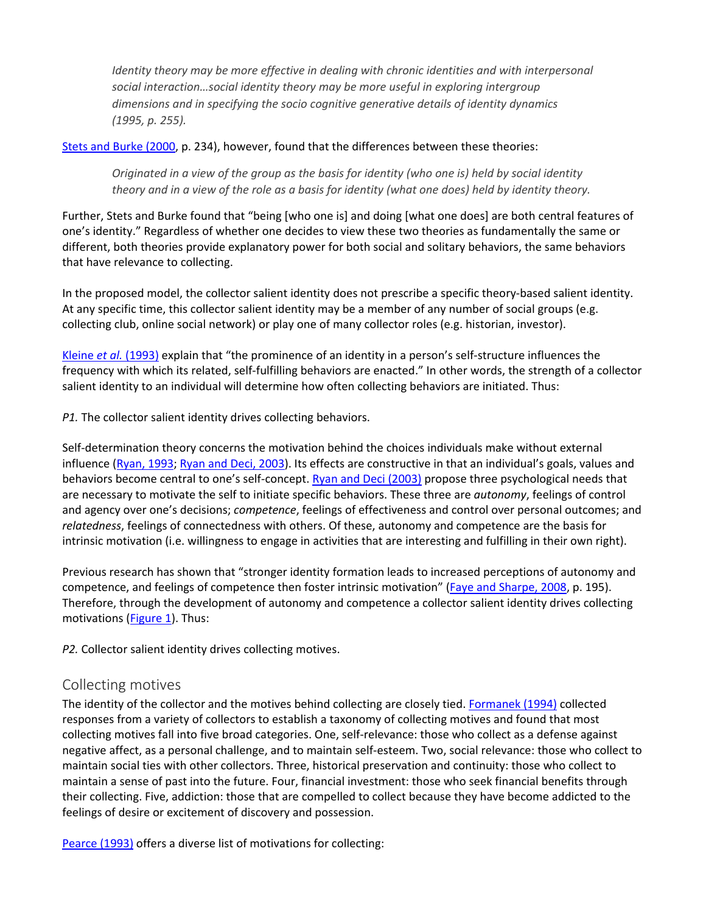> *Identity theory may be more effective in dealing with chronic identities and with interpersonal social interaction…social identity theory may be more useful in exploring intergroup dimensions and in specifying the socio cognitive generative details of identity dynamics (1995, p. 255).*

Stets and Burke (2000, p. 234), however, found that the differences between these theories:

> *Originated in a view of the group as the basis for identity (who one is) held by social identity theory and in a view of the role as a basis for identity (what one does) held by identity theory.*

Further, Stets and Burke found that "being [who one is] and doing [what one does] are both central features of one's identity." Regardless of whether one decides to view these two theories as fundamentally the same or different, both theories provide explanatory power for both social and solitary behaviors, the same behaviors that have relevance to collecting.

In the proposed model, the collector salient identity does not prescribe a specific theory-based salient identity. At any specific time, this collector salient identity may be a member of any number of social groups (e.g. collecting club, online social network) or play one of many collector roles (e.g. historian, investor).

Kleine *et al.* (1993) explain that "the prominence of an identity in a person's self-structure influences the frequency with which its related, self-fulfilling behaviors are enacted." In other words, the strength of a collector salient identity to an individual will determine how often collecting behaviors are initiated. Thus:

*P1.* The collector salient identity drives collecting behaviors.

Self-determination theory concerns the motivation behind the choices individuals make without external influence (Ryan, 1993; Ryan and Deci, 2003). Its effects are constructive in that an individual's goals, values and behaviors become central to one's self-concept. Ryan and Deci (2003) propose three psychological needs that are necessary to motivate the self to initiate specific behaviors. These three are *autonomy*, feelings of control and agency over one's decisions; *competence*, feelings of effectiveness and control over personal outcomes; and *relatedness*, feelings of connectedness with others. Of these, autonomy and competence are the basis for intrinsic motivation (i.e. willingness to engage in activities that are interesting and fulfilling in their own right).

Previous research has shown that "stronger identity formation leads to increased perceptions of autonomy and competence, and feelings of competence then foster intrinsic motivation" (Faye and Sharpe, 2008, p. 195). Therefore, through the development of autonomy and competence a collector salient identity drives collecting motivations (Figure 1). Thus:

*P2.* Collector salient identity drives collecting motives.

## Collecting motives

The identity of the collector and the motives behind collecting are closely tied. Formanek (1994) collected responses from a variety of collectors to establish a taxonomy of collecting motives and found that most collecting motives fall into five broad categories. One, self-relevance: those who collect as a defense against negative affect, as a personal challenge, and to maintain self-esteem. Two, social relevance: those who collect to maintain social ties with other collectors. Three, historical preservation and continuity: those who collect to maintain a sense of past into the future. Four, financial investment: those who seek financial benefits through their collecting. Five, addiction: those that are compelled to collect because they have become addicted to the feelings of desire or excitement of discovery and possession.

Pearce (1993) offers a diverse list of motivations for collecting: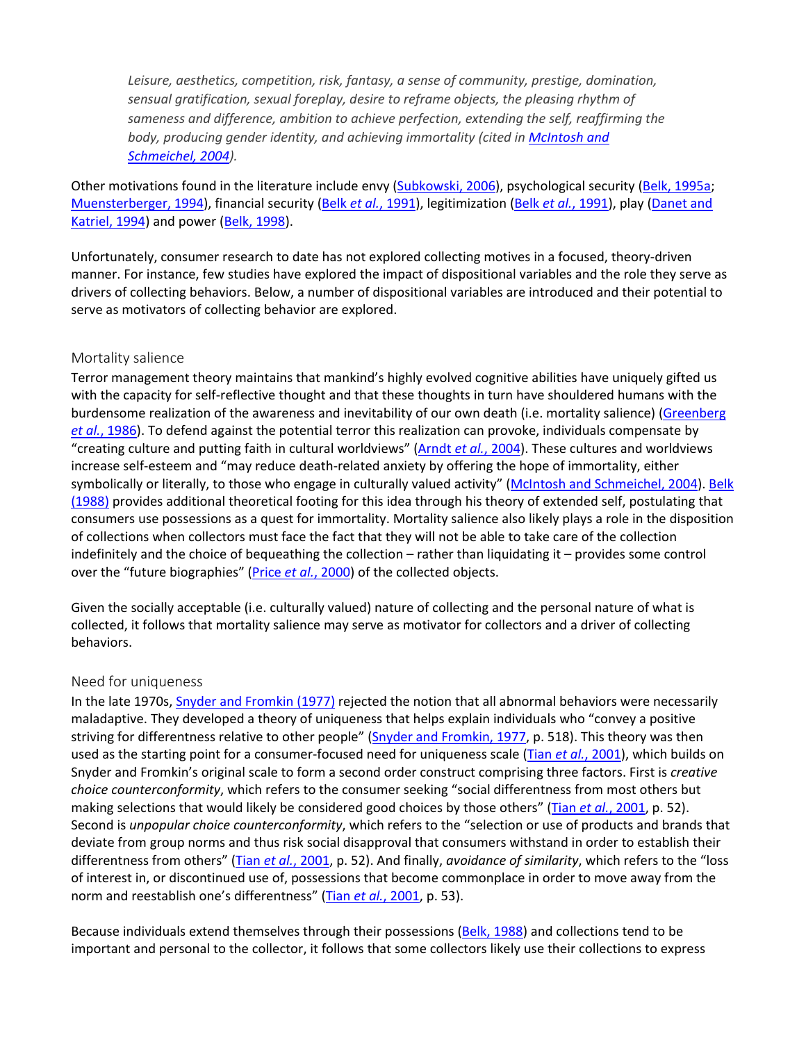*Leisure, aesthetics, competition, risk, fantasy, a sense of community, prestige, domination, sensual gratification, sexual foreplay, desire to reframe objects, the pleasing rhythm of sameness and difference, ambition to achieve perfection, extending the self, reaffirming the body, producing gender identity, and achieving immortality (cited in McIntosh and Schmeichel, 2004).*

Other motivations found in the literature include envy (Subkowski, 2006), psychological security (Belk, 1995a; Muensterberger, 1994), financial security (Belk *et al.*, 1991), legitimization (Belk *et al.*, 1991), play (Danet and Katriel, 1994) and power (Belk, 1998).

Unfortunately, consumer research to date has not explored collecting motives in a focused, theory-driven manner. For instance, few studies have explored the impact of dispositional variables and the role they serve as drivers of collecting behaviors. Below, a number of dispositional variables are introduced and their potential to serve as motivators of collecting behavior are explored.

## Mortality salience

Terror management theory maintains that mankind's highly evolved cognitive abilities have uniquely gifted us with the capacity for self-reflective thought and that these thoughts in turn have shouldered humans with the burdensome realization of the awareness and inevitability of our own death (i.e. mortality salience) (Greenberg *et al.*, 1986). To defend against the potential terror this realization can provoke, individuals compensate by "creating culture and putting faith in cultural worldviews" (Arndt *et al.*, 2004). These cultures and worldviews increase self-esteem and "may reduce death-related anxiety by offering the hope of immortality, either symbolically or literally, to those who engage in culturally valued activity" (McIntosh and Schmeichel, 2004). Belk (1988) provides additional theoretical footing for this idea through his theory of extended self, postulating that consumers use possessions as a quest for immortality. Mortality salience also likely plays a role in the disposition of collections when collectors must face the fact that they will not be able to take care of the collection indefinitely and the choice of bequeathing the collection – rather than liquidating it – provides some control over the "future biographies" (Price *et al.*, 2000) of the collected objects.

Given the socially acceptable (i.e. culturally valued) nature of collecting and the personal nature of what is collected, it follows that mortality salience may serve as motivator for collectors and a driver of collecting behaviors.

## Need for uniqueness

In the late 1970s, Snyder and Fromkin (1977) rejected the notion that all abnormal behaviors were necessarily maladaptive. They developed a theory of uniqueness that helps explain individuals who "convey a positive striving for differentness relative to other people" (Snyder and Fromkin, 1977, p. 518). This theory was then used as the starting point for a consumer-focused need for uniqueness scale (Tian *et al.*, 2001), which builds on Snyder and Fromkin's original scale to form a second order construct comprising three factors. First is *creative choice counterconformity*, which refers to the consumer seeking "social differentness from most others but making selections that would likely be considered good choices by those others" (Tian *et al.*, 2001, p. 52). Second is *unpopular choice counterconformity*, which refers to the "selection or use of products and brands that deviate from group norms and thus risk social disapproval that consumers withstand in order to establish their differentness from others" (Tian *et al.*, 2001, p. 52). And finally, *avoidance of similarity*, which refers to the "loss of interest in, or discontinued use of, possessions that become commonplace in order to move away from the norm and reestablish one's differentness" (Tian *et al.*, 2001, p. 53).

Because individuals extend themselves through their possessions (Belk, 1988) and collections tend to be important and personal to the collector, it follows that some collectors likely use their collections to express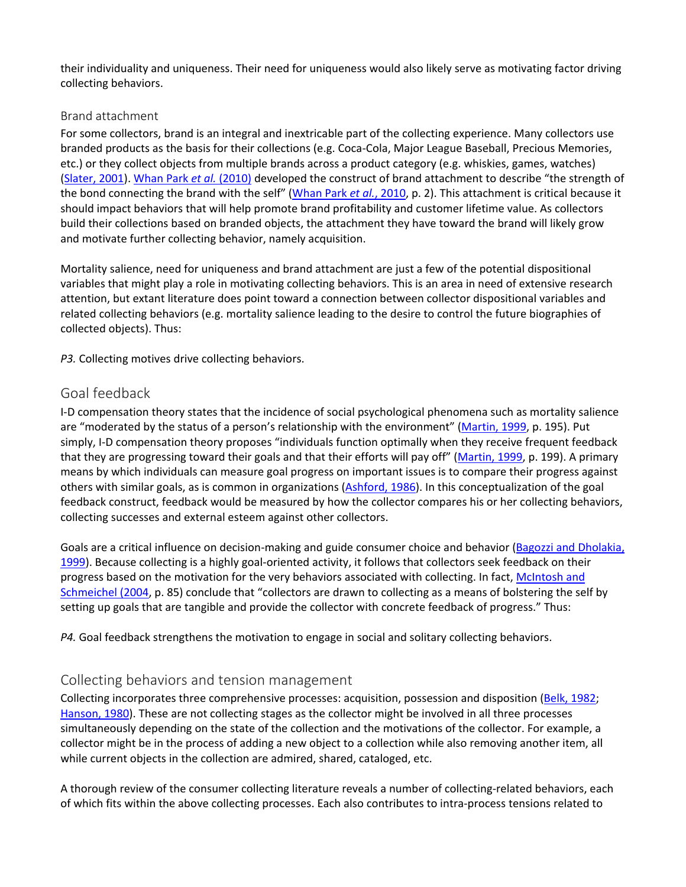their individuality and uniqueness. Their need for uniqueness would also likely serve as motivating factor driving collecting behaviors.

### Brand attachment

For some collectors, brand is an integral and inextricable part of the collecting experience. Many collectors use branded products as the basis for their collections (e.g. Coca-Cola, Major League Baseball, Precious Memories, etc.) or they collect objects from multiple brands across a product category (e.g. whiskies, games, watches) (Slater, 2001). Whan Park *et al.* (2010) developed the construct of brand attachment to describe "the strength of the bond connecting the brand with the self" (Whan Park *et al.*, 2010, p. 2). This attachment is critical because it should impact behaviors that will help promote brand profitability and customer lifetime value. As collectors build their collections based on branded objects, the attachment they have toward the brand will likely grow and motivate further collecting behavior, namely acquisition.

Mortality salience, need for uniqueness and brand attachment are just a few of the potential dispositional variables that might play a role in motivating collecting behaviors. This is an area in need of extensive research attention, but extant literature does point toward a connection between collector dispositional variables and related collecting behaviors (e.g. mortality salience leading to the desire to control the future biographies of collected objects). Thus:

*P3.* Collecting motives drive collecting behaviors.

## Goal feedback

I-D compensation theory states that the incidence of social psychological phenomena such as mortality salience are "moderated by the status of a person's relationship with the environment" (Martin, 1999, p. 195). Put simply, I-D compensation theory proposes "individuals function optimally when they receive frequent feedback that they are progressing toward their goals and that their efforts will pay off" (Martin, 1999, p. 199). A primary means by which individuals can measure goal progress on important issues is to compare their progress against others with similar goals, as is common in organizations (Ashford, 1986). In this conceptualization of the goal feedback construct, feedback would be measured by how the collector compares his or her collecting behaviors, collecting successes and external esteem against other collectors.

Goals are a critical influence on decision-making and guide consumer choice and behavior (Bagozzi and Dholakia, 1999). Because collecting is a highly goal-oriented activity, it follows that collectors seek feedback on their progress based on the motivation for the very behaviors associated with collecting. In fact, McIntosh and Schmeichel (2004, p. 85) conclude that "collectors are drawn to collecting as a means of bolstering the self by setting up goals that are tangible and provide the collector with concrete feedback of progress." Thus:

*P4.* Goal feedback strengthens the motivation to engage in social and solitary collecting behaviors.

## Collecting behaviors and tension management

Collecting incorporates three comprehensive processes: acquisition, possession and disposition (Belk, 1982; Hanson, 1980). These are not collecting stages as the collector might be involved in all three processes simultaneously depending on the state of the collection and the motivations of the collector. For example, a collector might be in the process of adding a new object to a collection while also removing another item, all while current objects in the collection are admired, shared, cataloged, etc.

A thorough review of the consumer collecting literature reveals a number of collecting-related behaviors, each of which fits within the above collecting processes. Each also contributes to intra-process tensions related to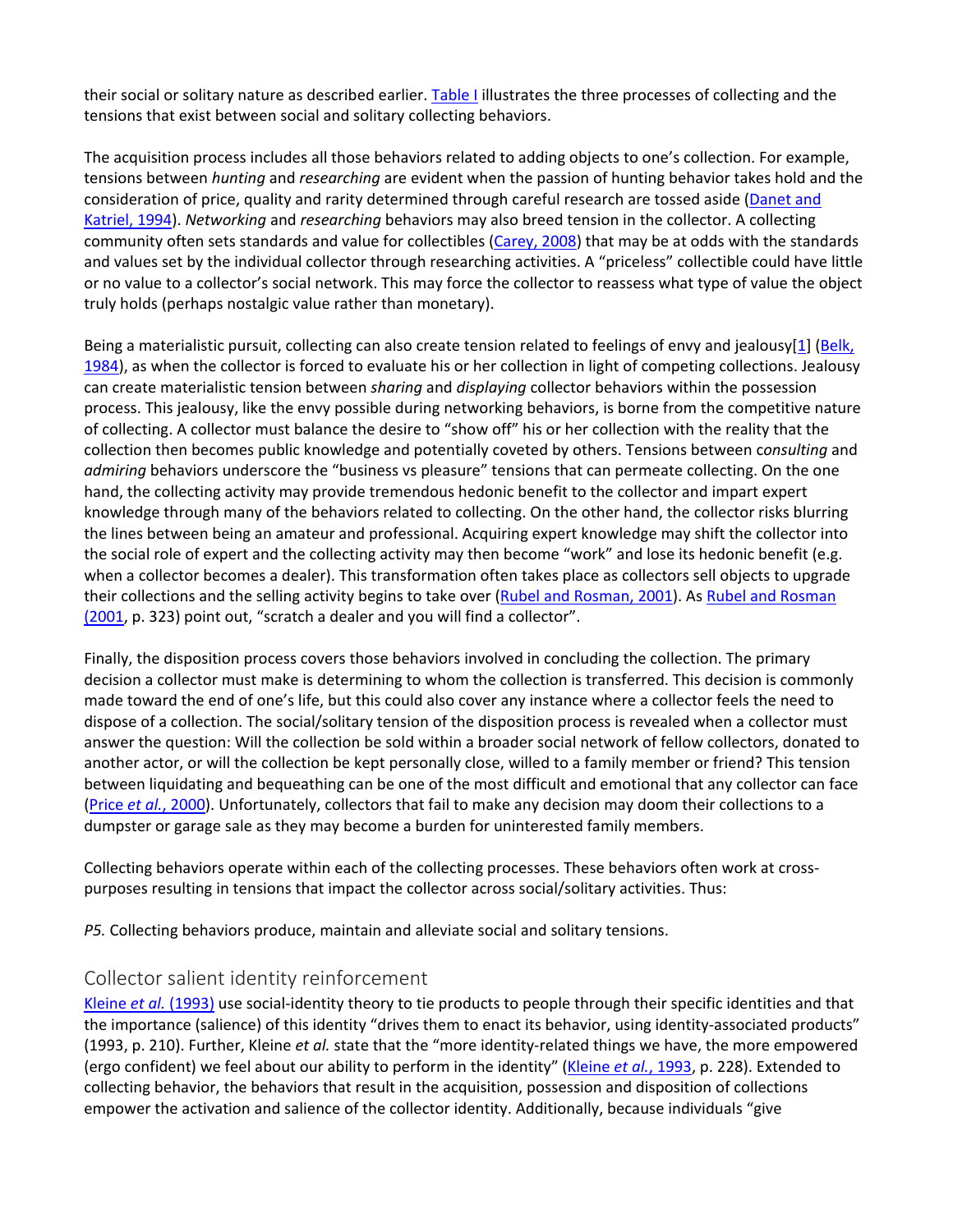their social or solitary nature as described earlier. Table I illustrates the three processes of collecting and the tensions that exist between social and solitary collecting behaviors.

The acquisition process includes all those behaviors related to adding objects to one's collection. For example, tensions between *hunting* and *researching* are evident when the passion of hunting behavior takes hold and the consideration of price, quality and rarity determined through careful research are tossed aside (Danet and Katriel, 1994). *Networking* and *researching* behaviors may also breed tension in the collector. A collecting community often sets standards and value for collectibles (Carey, 2008) that may be at odds with the standards and values set by the individual collector through researching activities. A "priceless" collectible could have little or no value to a collector's social network. This may force the collector to reassess what type of value the object truly holds (perhaps nostalgic value rather than monetary).

Being a materialistic pursuit, collecting can also create tension related to feelings of envy and jealousy[1] (Belk, 1984), as when the collector is forced to evaluate his or her collection in light of competing collections. Jealousy can create materialistic tension between *sharing* and *displaying* collector behaviors within the possession process. This jealousy, like the envy possible during networking behaviors, is borne from the competitive nature of collecting. A collector must balance the desire to "show off" his or her collection with the reality that the collection then becomes public knowledge and potentially coveted by others. Tensions between *consulting* and *admiring* behaviors underscore the "business vs pleasure" tensions that can permeate collecting. On the one hand, the collecting activity may provide tremendous hedonic benefit to the collector and impart expert knowledge through many of the behaviors related to collecting. On the other hand, the collector risks blurring the lines between being an amateur and professional. Acquiring expert knowledge may shift the collector into the social role of expert and the collecting activity may then become "work" and lose its hedonic benefit (e.g. when a collector becomes a dealer). This transformation often takes place as collectors sell objects to upgrade their collections and the selling activity begins to take over (Rubel and Rosman, 2001). As Rubel and Rosman (2001, p. 323) point out, "scratch a dealer and you will find a collector".

Finally, the disposition process covers those behaviors involved in concluding the collection. The primary decision a collector must make is determining to whom the collection is transferred. This decision is commonly made toward the end of one's life, but this could also cover any instance where a collector feels the need to dispose of a collection. The social/solitary tension of the disposition process is revealed when a collector must answer the question: Will the collection be sold within a broader social network of fellow collectors, donated to another actor, or will the collection be kept personally close, willed to a family member or friend? This tension between liquidating and bequeathing can be one of the most difficult and emotional that any collector can face (Price *et al.*, 2000). Unfortunately, collectors that fail to make any decision may doom their collections to a dumpster or garage sale as they may become a burden for uninterested family members.

Collecting behaviors operate within each of the collecting processes. These behaviors often work at cross-purposes resulting in tensions that impact the collector across social/solitary activities. Thus:

*P5.* Collecting behaviors produce, maintain and alleviate social and solitary tensions.

## Collector salient identity reinforcement

Kleine *et al.* (1993) use social-identity theory to tie products to people through their specific identities and that the importance (salience) of this identity "drives them to enact its behavior, using identity-associated products" (1993, p. 210). Further, Kleine *et al.* state that the "more identity-related things we have, the more empowered (ergo confident) we feel about our ability to perform in the identity" (Kleine *et al.*, 1993, p. 228). Extended to collecting behavior, the behaviors that result in the acquisition, possession and disposition of collections empower the activation and salience of the collector identity. Additionally, because individuals "give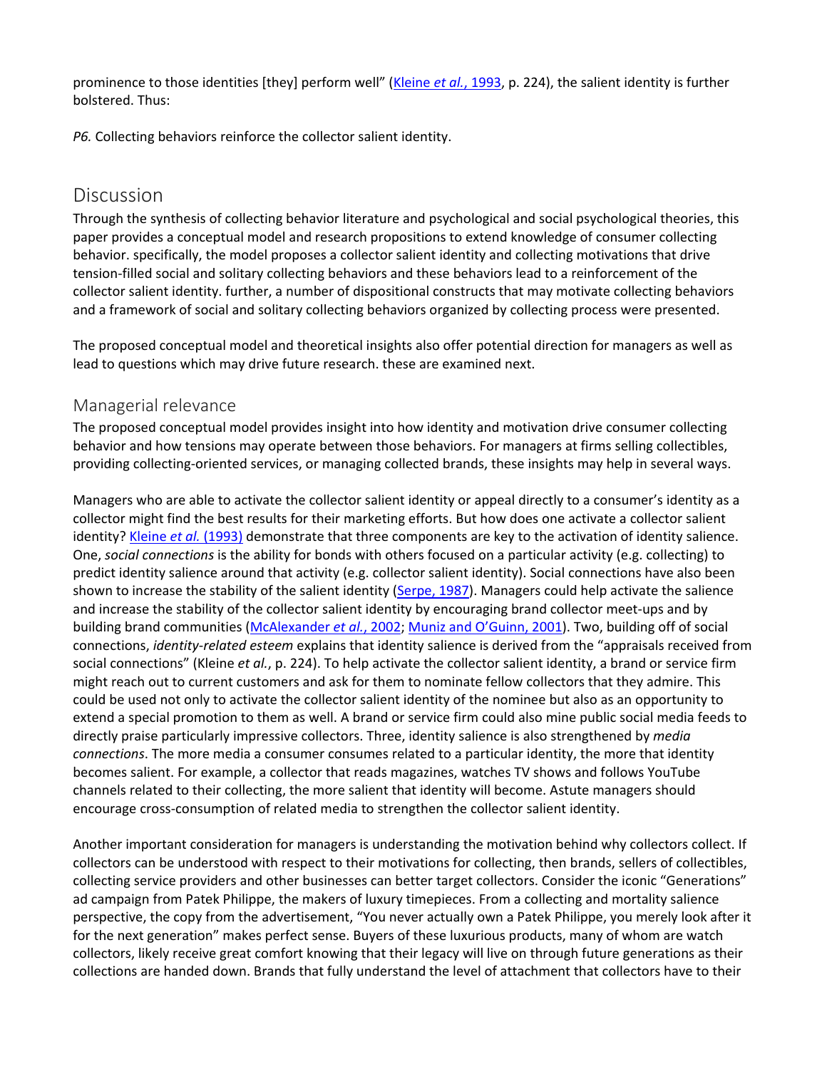prominence to those identities [they] perform well" (Kleine *et al.*, 1993, p. 224), the salient identity is further bolstered. Thus:

*P6.* Collecting behaviors reinforce the collector salient identity.

## Discussion

Through the synthesis of collecting behavior literature and psychological and social psychological theories, this paper provides a conceptual model and research propositions to extend knowledge of consumer collecting behavior. specifically, the model proposes a collector salient identity and collecting motivations that drive tension-filled social and solitary collecting behaviors and these behaviors lead to a reinforcement of the collector salient identity. further, a number of dispositional constructs that may motivate collecting behaviors and a framework of social and solitary collecting behaviors organized by collecting process were presented.

The proposed conceptual model and theoretical insights also offer potential direction for managers as well as lead to questions which may drive future research. these are examined next.

### Managerial relevance

The proposed conceptual model provides insight into how identity and motivation drive consumer collecting behavior and how tensions may operate between those behaviors. For managers at firms selling collectibles, providing collecting-oriented services, or managing collected brands, these insights may help in several ways.

Managers who are able to activate the collector salient identity or appeal directly to a consumer's identity as a collector might find the best results for their marketing efforts. But how does one activate a collector salient identity? Kleine *et al.* (1993) demonstrate that three components are key to the activation of identity salience. One, *social connections* is the ability for bonds with others focused on a particular activity (e.g. collecting) to predict identity salience around that activity (e.g. collector salient identity). Social connections have also been shown to increase the stability of the salient identity (Serpe, 1987). Managers could help activate the salience and increase the stability of the collector salient identity by encouraging brand collector meet-ups and by building brand communities (McAlexander *et al.*, 2002; Muniz and O'Guinn, 2001). Two, building off of social connections, *identity-related esteem* explains that identity salience is derived from the "appraisals received from social connections" (Kleine *et al.*, p. 224). To help activate the collector salient identity, a brand or service firm might reach out to current customers and ask for them to nominate fellow collectors that they admire. This could be used not only to activate the collector salient identity of the nominee but also as an opportunity to extend a special promotion to them as well. A brand or service firm could also mine public social media feeds to directly praise particularly impressive collectors. Three, identity salience is also strengthened by *media connections*. The more media a consumer consumes related to a particular identity, the more that identity becomes salient. For example, a collector that reads magazines, watches TV shows and follows YouTube channels related to their collecting, the more salient that identity will become. Astute managers should encourage cross-consumption of related media to strengthen the collector salient identity.

Another important consideration for managers is understanding the motivation behind why collectors collect. If collectors can be understood with respect to their motivations for collecting, then brands, sellers of collectibles, collecting service providers and other businesses can better target collectors. Consider the iconic "Generations" ad campaign from Patek Philippe, the makers of luxury timepieces. From a collecting and mortality salience perspective, the copy from the advertisement, "You never actually own a Patek Philippe, you merely look after it for the next generation" makes perfect sense. Buyers of these luxurious products, many of whom are watch collectors, likely receive great comfort knowing that their legacy will live on through future generations as their collections are handed down. Brands that fully understand the level of attachment that collectors have to their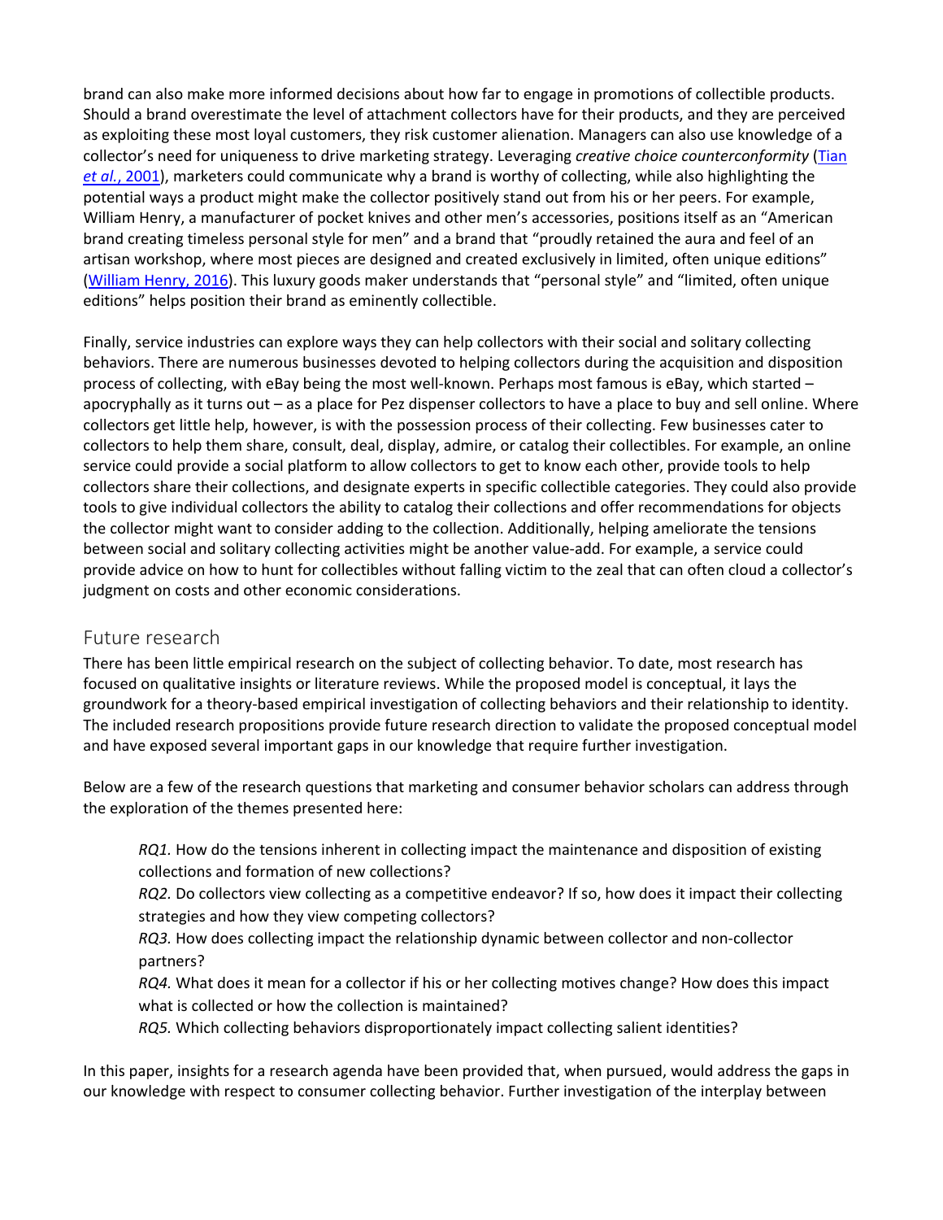brand can also make more informed decisions about how far to engage in promotions of collectible products. Should a brand overestimate the level of attachment collectors have for their products, and they are perceived as exploiting these most loyal customers, they risk customer alienation. Managers can also use knowledge of a collector's need for uniqueness to drive marketing strategy. Leveraging *creative choice counterconformity* (Tian *et al.*, 2001), marketers could communicate why a brand is worthy of collecting, while also highlighting the potential ways a product might make the collector positively stand out from his or her peers. For example, William Henry, a manufacturer of pocket knives and other men's accessories, positions itself as an "American brand creating timeless personal style for men" and a brand that "proudly retained the aura and feel of an artisan workshop, where most pieces are designed and created exclusively in limited, often unique editions" (William Henry, 2016). This luxury goods maker understands that "personal style" and "limited, often unique editions" helps position their brand as eminently collectible.

Finally, service industries can explore ways they can help collectors with their social and solitary collecting behaviors. There are numerous businesses devoted to helping collectors during the acquisition and disposition process of collecting, with eBay being the most well-known. Perhaps most famous is eBay, which started – apocryphally as it turns out – as a place for Pez dispenser collectors to have a place to buy and sell online. Where collectors get little help, however, is with the possession process of their collecting. Few businesses cater to collectors to help them share, consult, deal, display, admire, or catalog their collectibles. For example, an online service could provide a social platform to allow collectors to get to know each other, provide tools to help collectors share their collections, and designate experts in specific collectible categories. They could also provide tools to give individual collectors the ability to catalog their collections and offer recommendations for objects the collector might want to consider adding to the collection. Additionally, helping ameliorate the tensions between social and solitary collecting activities might be another value-add. For example, a service could provide advice on how to hunt for collectibles without falling victim to the zeal that can often cloud a collector's judgment on costs and other economic considerations.

## Future research

There has been little empirical research on the subject of collecting behavior. To date, most research has focused on qualitative insights or literature reviews. While the proposed model is conceptual, it lays the groundwork for a theory-based empirical investigation of collecting behaviors and their relationship to identity. The included research propositions provide future research direction to validate the proposed conceptual model and have exposed several important gaps in our knowledge that require further investigation.

Below are a few of the research questions that marketing and consumer behavior scholars can address through the exploration of the themes presented here:

> *RQ1.* How do the tensions inherent in collecting impact the maintenance and disposition of existing collections and formation of new collections?
>
> *RQ2.* Do collectors view collecting as a competitive endeavor? If so, how does it impact their collecting strategies and how they view competing collectors?
>
> *RQ3.* How does collecting impact the relationship dynamic between collector and non-collector partners?
>
> *RQ4.* What does it mean for a collector if his or her collecting motives change? How does this impact what is collected or how the collection is maintained?
>
> *RQ5.* Which collecting behaviors disproportionately impact collecting salient identities?

In this paper, insights for a research agenda have been provided that, when pursued, would address the gaps in our knowledge with respect to consumer collecting behavior. Further investigation of the interplay between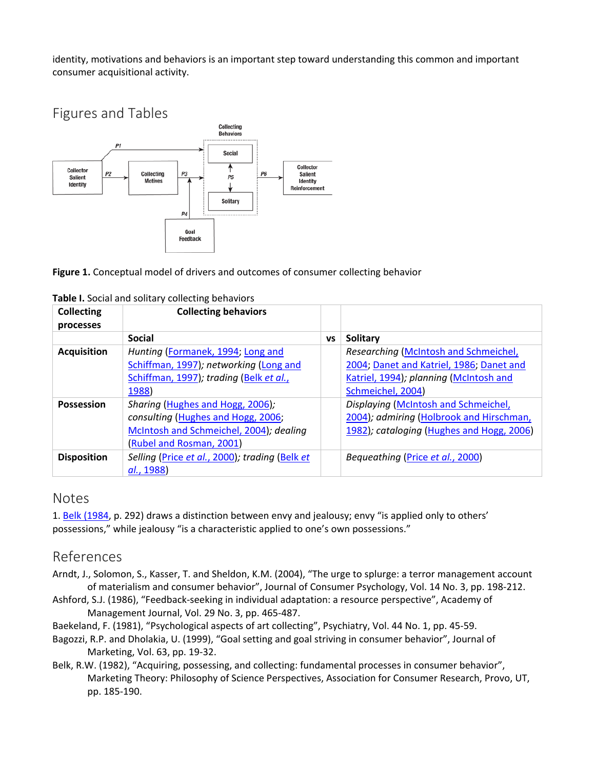identity, motivations and behaviors is an important step toward understanding this common and important consumer acquisitional activity.

## Figures and Tables

**Figure 1.** Conceptual model of drivers and outcomes of consumer collecting behavior

**Table I.** Social and solitary collecting behaviors

| Collecting processes | Collecting behaviors | | |
|---|---|---|---|
| | **Social** | **vs** | **Solitary** |
| **Acquisition** | *Hunting* (Formanek, 1994; Long and Schiffman, 1997); *networking* (Long and Schiffman, 1997); *trading* (Belk *et al.*, 1988) | | *Researching* (McIntosh and Schmeichel, 2004; Danet and Katriel, 1986; Danet and Katriel, 1994); *planning* (McIntosh and Schmeichel, 2004) |
| **Possession** | *Sharing* (Hughes and Hogg, 2006); *consulting* (Hughes and Hogg, 2006; McIntosh and Schmeichel, 2004); *dealing* (Rubel and Rosman, 2001) | | *Displaying* (McIntosh and Schmeichel, 2004); *admiring* (Holbrook and Hirschman, 1982); *cataloging* (Hughes and Hogg, 2006) |
| **Disposition** | *Selling* (Price *et al.*, 2000); *trading* (Belk *et al.*, 1988) | | *Bequeathing* (Price *et al.*, 2000) |

## Notes

1. Belk (1984, p. 292) draws a distinction between envy and jealousy; envy "is applied only to others' possessions," while jealousy "is a characteristic applied to one's own possessions."

## References

Arndt, J., Solomon, S., Kasser, T. and Sheldon, K.M. (2004), "The urge to splurge: a terror management account of materialism and consumer behavior", Journal of Consumer Psychology, Vol. 14 No. 3, pp. 198-212.

Ashford, S.J. (1986), "Feedback-seeking in individual adaptation: a resource perspective", Academy of Management Journal, Vol. 29 No. 3, pp. 465-487.

Baekeland, F. (1981), "Psychological aspects of art collecting", Psychiatry, Vol. 44 No. 1, pp. 45-59.

Bagozzi, R.P. and Dholakia, U. (1999), "Goal setting and goal striving in consumer behavior", Journal of Marketing, Vol. 63, pp. 19-32.

Belk, R.W. (1982), "Acquiring, possessing, and collecting: fundamental processes in consumer behavior", Marketing Theory: Philosophy of Science Perspectives, Association for Consumer Research, Provo, UT, pp. 185-190.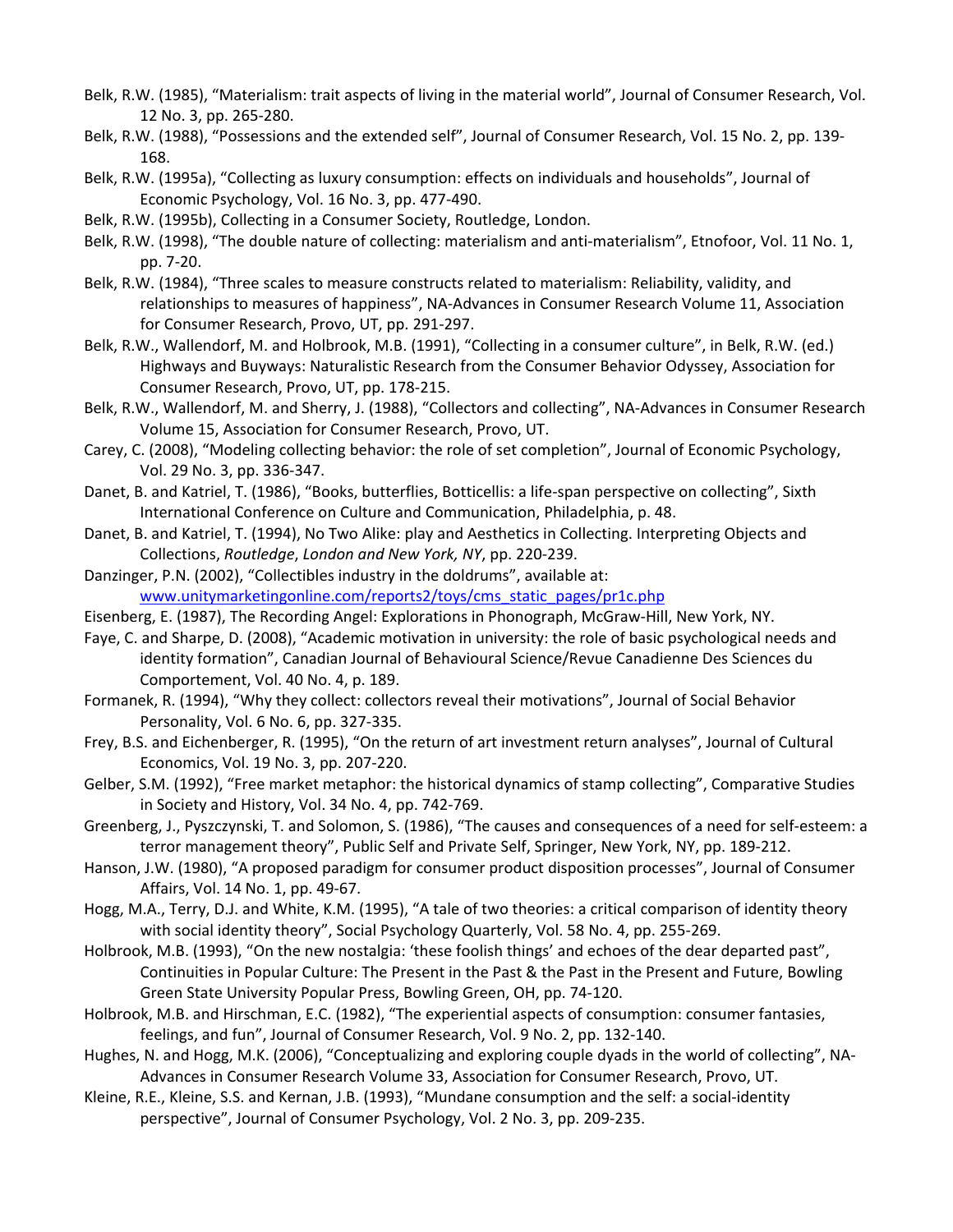Belk, R.W. (1985), “Materialism: trait aspects of living in the material world”, Journal of Consumer Research, Vol. 12 No. 3, pp. 265-280.

Belk, R.W. (1988), “Possessions and the extended self”, Journal of Consumer Research, Vol. 15 No. 2, pp. 139-168.

Belk, R.W. (1995a), “Collecting as luxury consumption: effects on individuals and households”, Journal of Economic Psychology, Vol. 16 No. 3, pp. 477-490.

Belk, R.W. (1995b), Collecting in a Consumer Society, Routledge, London.

Belk, R.W. (1998), “The double nature of collecting: materialism and anti-materialism”, Etnofoor, Vol. 11 No. 1, pp. 7-20.

Belk, R.W. (1984), “Three scales to measure constructs related to materialism: Reliability, validity, and relationships to measures of happiness”, NA-Advances in Consumer Research Volume 11, Association for Consumer Research, Provo, UT, pp. 291-297.

Belk, R.W., Wallendorf, M. and Holbrook, M.B. (1991), “Collecting in a consumer culture”, in Belk, R.W. (ed.) Highways and Buyways: Naturalistic Research from the Consumer Behavior Odyssey, Association for Consumer Research, Provo, UT, pp. 178-215.

Belk, R.W., Wallendorf, M. and Sherry, J. (1988), “Collectors and collecting”, NA-Advances in Consumer Research Volume 15, Association for Consumer Research, Provo, UT.

Carey, C. (2008), “Modeling collecting behavior: the role of set completion”, Journal of Economic Psychology, Vol. 29 No. 3, pp. 336-347.

Danet, B. and Katriel, T. (1986), “Books, butterflies, Botticellis: a life-span perspective on collecting”, Sixth International Conference on Culture and Communication, Philadelphia, p. 48.

Danet, B. and Katriel, T. (1994), No Two Alike: play and Aesthetics in Collecting. Interpreting Objects and Collections, *Routledge*, *London and New York, NY*, pp. 220-239.

Danzinger, P.N. (2002), “Collectibles industry in the doldrums”, available at: www.unitymarketingonline.com/reports2/toys/cms_static_pages/pr1c.php

Eisenberg, E. (1987), The Recording Angel: Explorations in Phonograph, McGraw-Hill, New York, NY.

Faye, C. and Sharpe, D. (2008), “Academic motivation in university: the role of basic psychological needs and identity formation”, Canadian Journal of Behavioural Science/Revue Canadienne Des Sciences du Comportement, Vol. 40 No. 4, p. 189.

Formanek, R. (1994), “Why they collect: collectors reveal their motivations”, Journal of Social Behavior Personality, Vol. 6 No. 6, pp. 327-335.

Frey, B.S. and Eichenberger, R. (1995), “On the return of art investment return analyses”, Journal of Cultural Economics, Vol. 19 No. 3, pp. 207-220.

Gelber, S.M. (1992), “Free market metaphor: the historical dynamics of stamp collecting”, Comparative Studies in Society and History, Vol. 34 No. 4, pp. 742-769.

Greenberg, J., Pyszczynski, T. and Solomon, S. (1986), “The causes and consequences of a need for self-esteem: a terror management theory”, Public Self and Private Self, Springer, New York, NY, pp. 189-212.

Hanson, J.W. (1980), “A proposed paradigm for consumer product disposition processes”, Journal of Consumer Affairs, Vol. 14 No. 1, pp. 49-67.

Hogg, M.A., Terry, D.J. and White, K.M. (1995), “A tale of two theories: a critical comparison of identity theory with social identity theory”, Social Psychology Quarterly, Vol. 58 No. 4, pp. 255-269.

Holbrook, M.B. (1993), “On the new nostalgia: ‘these foolish things’ and echoes of the dear departed past”, Continuities in Popular Culture: The Present in the Past & the Past in the Present and Future, Bowling Green State University Popular Press, Bowling Green, OH, pp. 74-120.

Holbrook, M.B. and Hirschman, E.C. (1982), “The experiential aspects of consumption: consumer fantasies, feelings, and fun”, Journal of Consumer Research, Vol. 9 No. 2, pp. 132-140.

Hughes, N. and Hogg, M.K. (2006), “Conceptualizing and exploring couple dyads in the world of collecting”, NA-Advances in Consumer Research Volume 33, Association for Consumer Research, Provo, UT.

Kleine, R.E., Kleine, S.S. and Kernan, J.B. (1993), “Mundane consumption and the self: a social-identity perspective”, Journal of Consumer Psychology, Vol. 2 No. 3, pp. 209-235.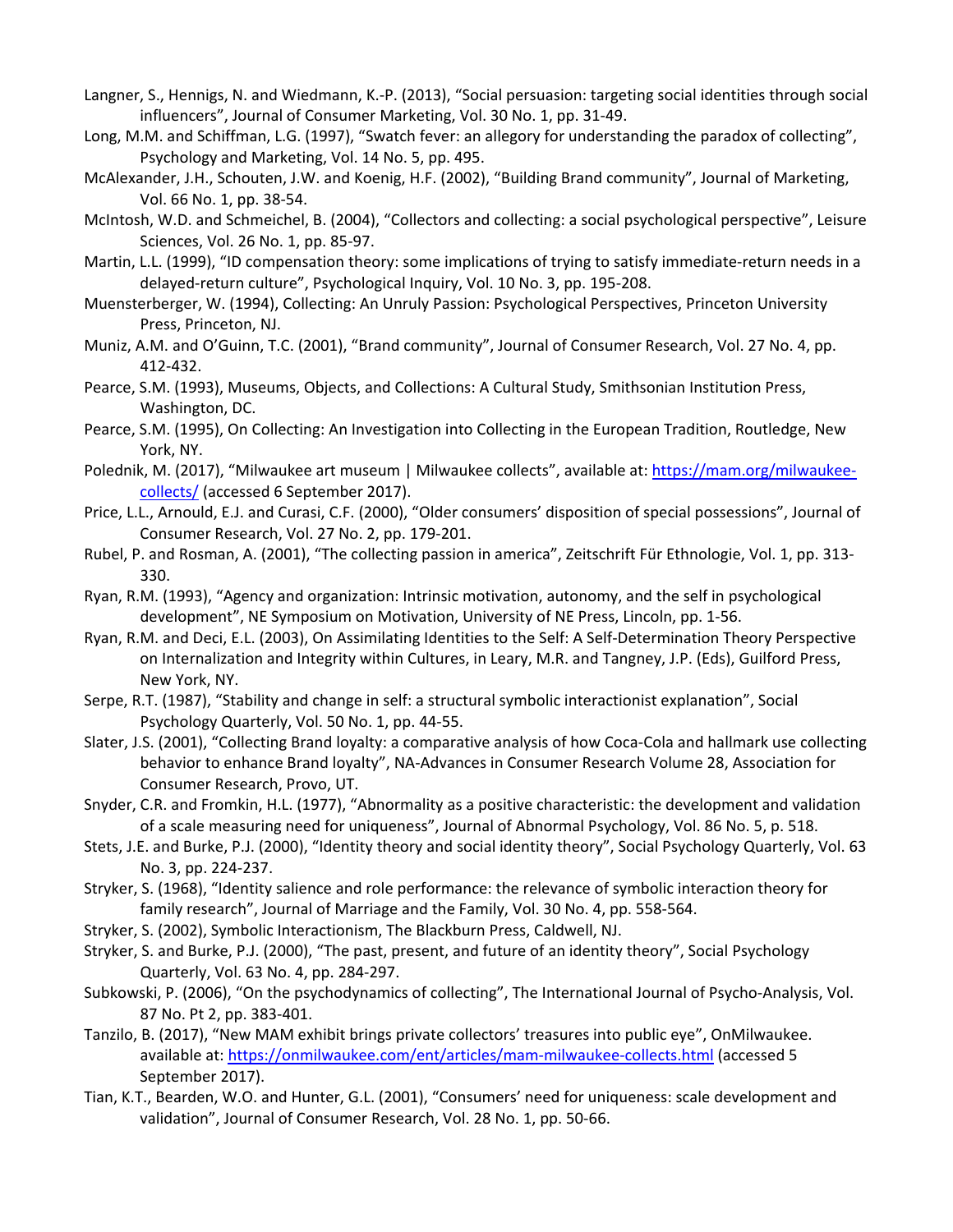Langner, S., Hennigs, N. and Wiedmann, K.-P. (2013), “Social persuasion: targeting social identities through social influencers”, Journal of Consumer Marketing, Vol. 30 No. 1, pp. 31-49.

Long, M.M. and Schiffman, L.G. (1997), “Swatch fever: an allegory for understanding the paradox of collecting”, Psychology and Marketing, Vol. 14 No. 5, pp. 495.

McAlexander, J.H., Schouten, J.W. and Koenig, H.F. (2002), “Building Brand community”, Journal of Marketing, Vol. 66 No. 1, pp. 38-54.

McIntosh, W.D. and Schmeichel, B. (2004), “Collectors and collecting: a social psychological perspective”, Leisure Sciences, Vol. 26 No. 1, pp. 85-97.

Martin, L.L. (1999), “ID compensation theory: some implications of trying to satisfy immediate-return needs in a delayed-return culture”, Psychological Inquiry, Vol. 10 No. 3, pp. 195-208.

Muensterberger, W. (1994), Collecting: An Unruly Passion: Psychological Perspectives, Princeton University Press, Princeton, NJ.

Muniz, A.M. and O’Guinn, T.C. (2001), “Brand community”, Journal of Consumer Research, Vol. 27 No. 4, pp. 412-432.

Pearce, S.M. (1993), Museums, Objects, and Collections: A Cultural Study, Smithsonian Institution Press, Washington, DC.

Pearce, S.M. (1995), On Collecting: An Investigation into Collecting in the European Tradition, Routledge, New York, NY.

Polednik, M. (2017), “Milwaukee art museum | Milwaukee collects”, available at: [https://mam.org/milwaukee-collects/](https://mam.org/milwaukee-collects/) (accessed 6 September 2017).

Price, L.L., Arnould, E.J. and Curasi, C.F. (2000), “Older consumers’ disposition of special possessions”, Journal of Consumer Research, Vol. 27 No. 2, pp. 179-201.

Rubel, P. and Rosman, A. (2001), “The collecting passion in america”, Zeitschrift Für Ethnologie, Vol. 1, pp. 313-330.

Ryan, R.M. (1993), “Agency and organization: Intrinsic motivation, autonomy, and the self in psychological development”, NE Symposium on Motivation, University of NE Press, Lincoln, pp. 1-56.

Ryan, R.M. and Deci, E.L. (2003), On Assimilating Identities to the Self: A Self-Determination Theory Perspective on Internalization and Integrity within Cultures, in Leary, M.R. and Tangney, J.P. (Eds), Guilford Press, New York, NY.

Serpe, R.T. (1987), “Stability and change in self: a structural symbolic interactionist explanation”, Social Psychology Quarterly, Vol. 50 No. 1, pp. 44-55.

Slater, J.S. (2001), “Collecting Brand loyalty: a comparative analysis of how Coca-Cola and hallmark use collecting behavior to enhance Brand loyalty”, NA-Advances in Consumer Research Volume 28, Association for Consumer Research, Provo, UT.

Snyder, C.R. and Fromkin, H.L. (1977), “Abnormality as a positive characteristic: the development and validation of a scale measuring need for uniqueness”, Journal of Abnormal Psychology, Vol. 86 No. 5, p. 518.

Stets, J.E. and Burke, P.J. (2000), “Identity theory and social identity theory”, Social Psychology Quarterly, Vol. 63 No. 3, pp. 224-237.

Stryker, S. (1968), “Identity salience and role performance: the relevance of symbolic interaction theory for family research”, Journal of Marriage and the Family, Vol. 30 No. 4, pp. 558-564.

Stryker, S. (2002), Symbolic Interactionism, The Blackburn Press, Caldwell, NJ.

Stryker, S. and Burke, P.J. (2000), “The past, present, and future of an identity theory”, Social Psychology Quarterly, Vol. 63 No. 4, pp. 284-297.

Subkowski, P. (2006), “On the psychodynamics of collecting”, The International Journal of Psycho-Analysis, Vol. 87 No. Pt 2, pp. 383-401.

Tanzilo, B. (2017), “New MAM exhibit brings private collectors’ treasures into public eye”, OnMilwaukee. available at: [https://onmilwaukee.com/ent/articles/mam-milwaukee-collects.html](https://onmilwaukee.com/ent/articles/mam-milwaukee-collects.html) (accessed 5 September 2017).

Tian, K.T., Bearden, W.O. and Hunter, G.L. (2001), “Consumers’ need for uniqueness: scale development and validation”, Journal of Consumer Research, Vol. 28 No. 1, pp. 50-66.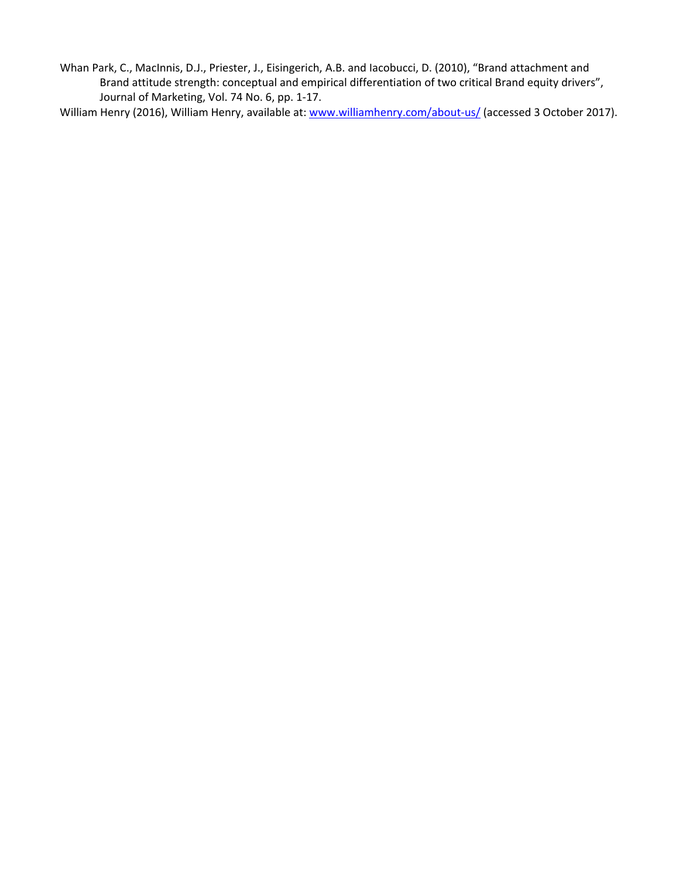Whan Park, C., MacInnis, D.J., Priester, J., Eisingerich, A.B. and Iacobucci, D. (2010), "Brand attachment and Brand attitude strength: conceptual and empirical differentiation of two critical Brand equity drivers", Journal of Marketing, Vol. 74 No. 6, pp. 1-17.

William Henry (2016), William Henry, available at: www.williamhenry.com/about-us/ (accessed 3 October 2017).